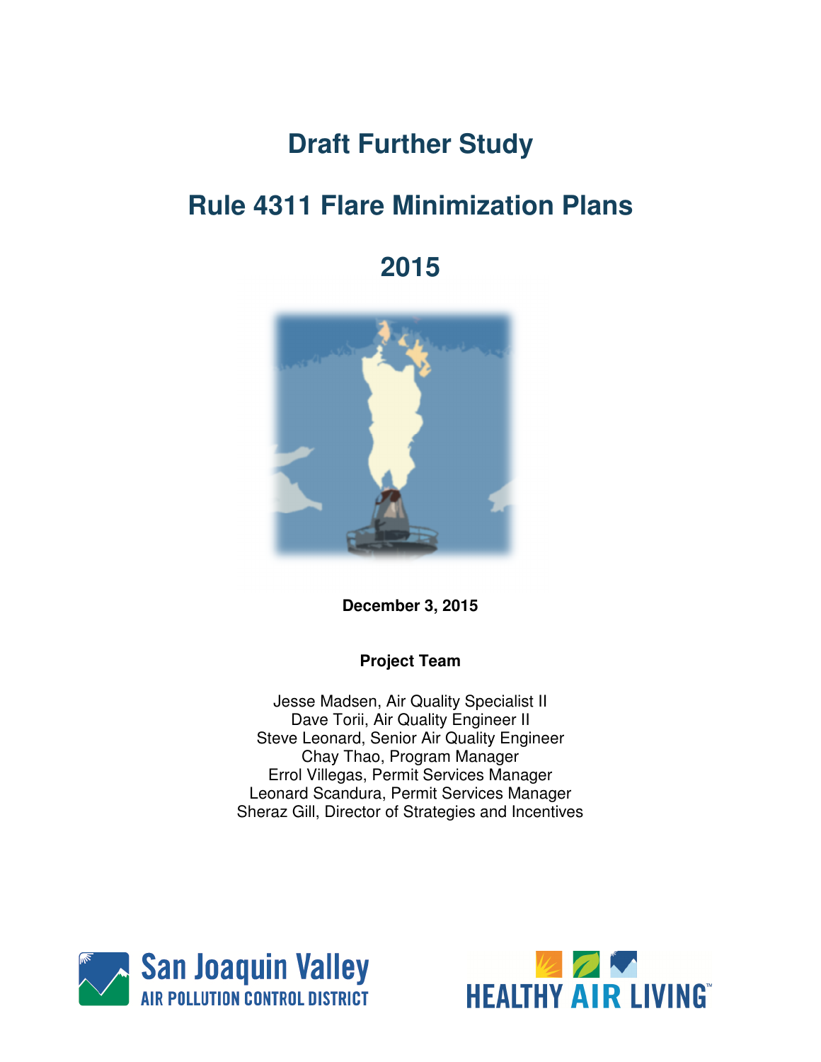# Draft Further Study

# Rule 4311 Flare Minimization Plans

# 2015

**December 3, 2015**

**Project Team**

Jesse Madsen, Air Quality Specialist II
Dave Torii, Air Quality Engineer II
Steve Leonard, Senior Air Quality Engineer
Chay Thao, Program Manager
Errol Villegas, Permit Services Manager
Leonard Scandura, Permit Services Manager
Sheraz Gill, Director of Strategies and Incentives

San Joaquin Valley
AIR POLLUTION CONTROL DISTRICT

HEALTHY AIR LIVING™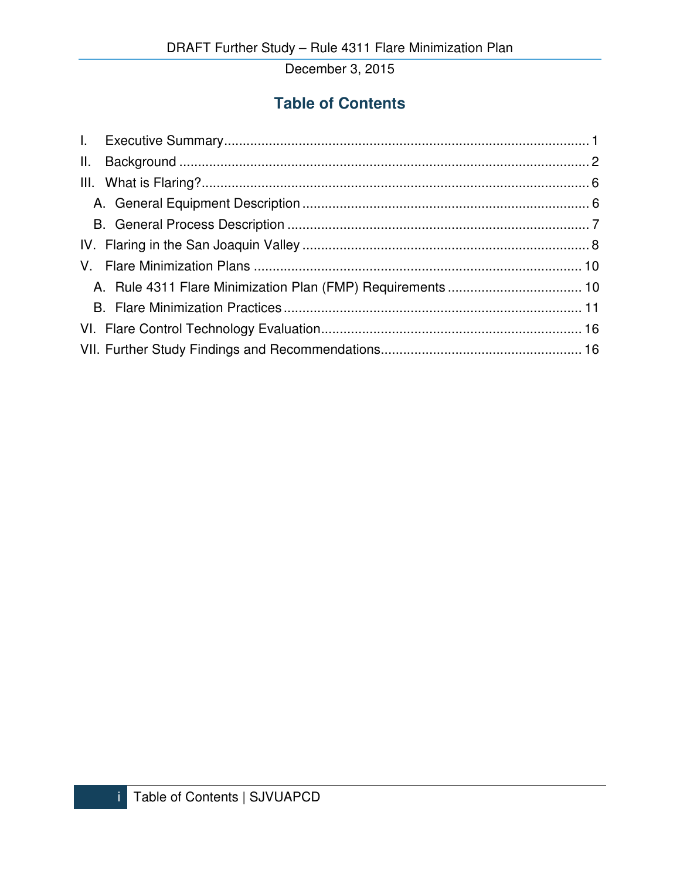# Table of Contents

I. Executive Summary ..... 1

II. Background ..... 2

III. What is Flaring? ..... 6

- A. General Equipment Description ..... 6
- B. General Process Description ..... 7

IV. Flaring in the San Joaquin Valley ..... 8

V. Flare Minimization Plans ..... 10

- A. Rule 4311 Flare Minimization Plan (FMP) Requirements ..... 10
- B. Flare Minimization Practices ..... 11

VI. Flare Control Technology Evaluation ..... 16

VII. Further Study Findings and Recommendations ..... 16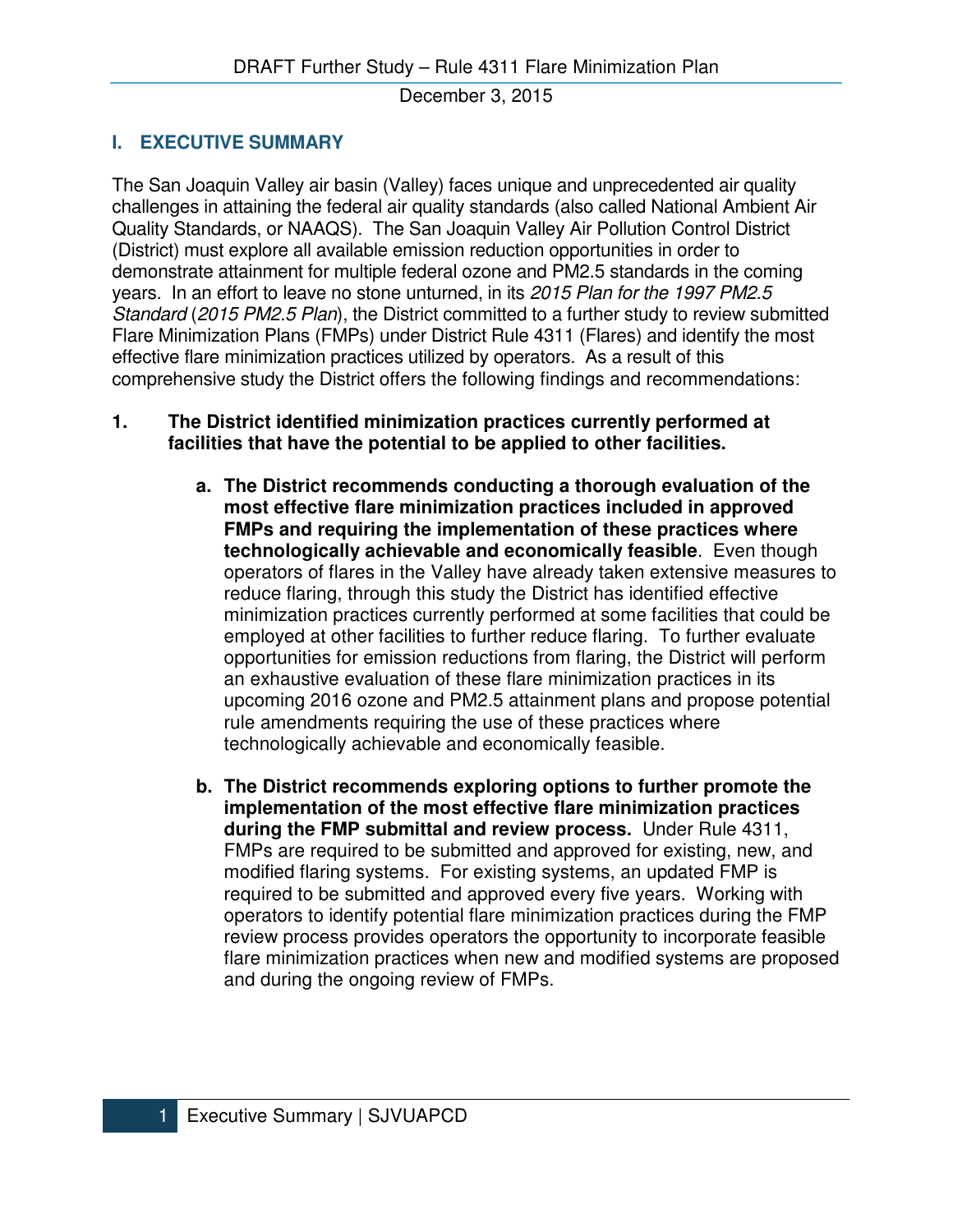## I. EXECUTIVE SUMMARY

The San Joaquin Valley air basin (Valley) faces unique and unprecedented air quality challenges in attaining the federal air quality standards (also called National Ambient Air Quality Standards, or NAAQS). The San Joaquin Valley Air Pollution Control District (District) must explore all available emission reduction opportunities in order to demonstrate attainment for multiple federal ozone and PM2.5 standards in the coming years. In an effort to leave no stone unturned, in its *2015 Plan for the 1997 PM2.5 Standard* (*2015 PM2.5 Plan*), the District committed to a further study to review submitted Flare Minimization Plans (FMPs) under District Rule 4311 (Flares) and identify the most effective flare minimization practices utilized by operators. As a result of this comprehensive study the District offers the following findings and recommendations:

1. **The District identified minimization practices currently performed at facilities that have the potential to be applied to other facilities.**

   a. **The District recommends conducting a thorough evaluation of the most effective flare minimization practices included in approved FMPs and requiring the implementation of these practices where technologically achievable and economically feasible**. Even though operators of flares in the Valley have already taken extensive measures to reduce flaring, through this study the District has identified effective minimization practices currently performed at some facilities that could be employed at other facilities to further reduce flaring. To further evaluate opportunities for emission reductions from flaring, the District will perform an exhaustive evaluation of these flare minimization practices in its upcoming 2016 ozone and PM2.5 attainment plans and propose potential rule amendments requiring the use of these practices where technologically achievable and economically feasible.

   b. **The District recommends exploring options to further promote the implementation of the most effective flare minimization practices during the FMP submittal and review process.** Under Rule 4311, FMPs are required to be submitted and approved for existing, new, and modified flaring systems. For existing systems, an updated FMP is required to be submitted and approved every five years. Working with operators to identify potential flare minimization practices during the FMP review process provides operators the opportunity to incorporate feasible flare minimization practices when new and modified systems are proposed and during the ongoing review of FMPs.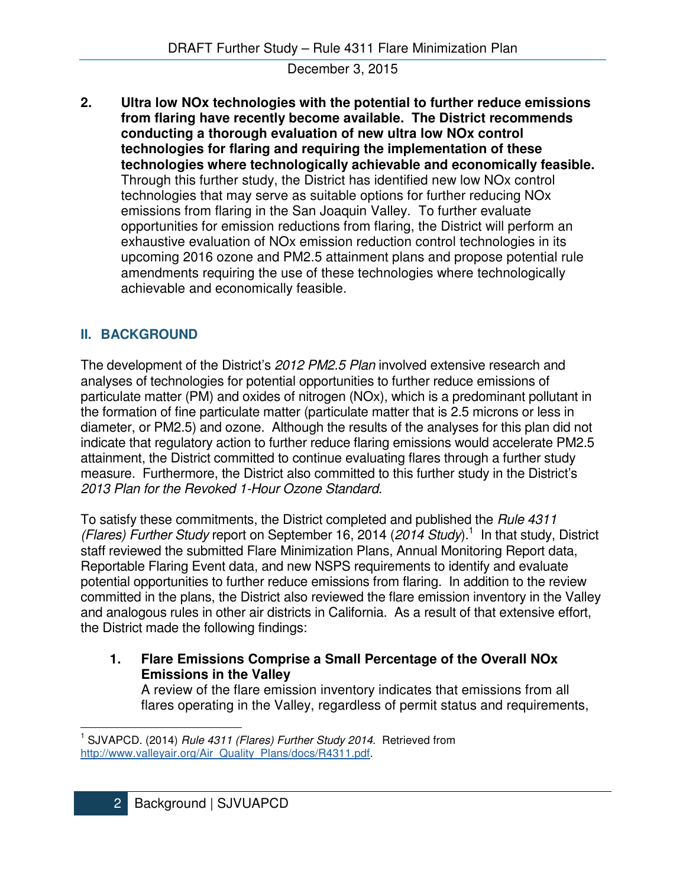2. **Ultra low NOx technologies with the potential to further reduce emissions from flaring have recently become available. The District recommends conducting a thorough evaluation of new ultra low NOx control technologies for flaring and requiring the implementation of these technologies where technologically achievable and economically feasible.** Through this further study, the District has identified new low NOx control technologies that may serve as suitable options for further reducing NOx emissions from flaring in the San Joaquin Valley. To further evaluate opportunities for emission reductions from flaring, the District will perform an exhaustive evaluation of NOx emission reduction control technologies in its upcoming 2016 ozone and PM2.5 attainment plans and propose potential rule amendments requiring the use of these technologies where technologically achievable and economically feasible.

## II. BACKGROUND

The development of the District's *2012 PM2.5 Plan* involved extensive research and analyses of technologies for potential opportunities to further reduce emissions of particulate matter (PM) and oxides of nitrogen (NOx), which is a predominant pollutant in the formation of fine particulate matter (particulate matter that is 2.5 microns or less in diameter, or PM2.5) and ozone. Although the results of the analyses for this plan did not indicate that regulatory action to further reduce flaring emissions would accelerate PM2.5 attainment, the District committed to continue evaluating flares through a further study measure. Furthermore, the District also committed to this further study in the District's *2013 Plan for the Revoked 1-Hour Ozone Standard*.

To satisfy these commitments, the District completed and published the *Rule 4311 (Flares) Further Study* report on September 16, 2014 (*2014 Study*).[1] In that study, District staff reviewed the submitted Flare Minimization Plans, Annual Monitoring Report data, Reportable Flaring Event data, and new NSPS requirements to identify and evaluate potential opportunities to further reduce emissions from flaring. In addition to the review committed in the plans, the District also reviewed the flare emission inventory in the Valley and analogous rules in other air districts in California. As a result of that extensive effort, the District made the following findings:

1. **Flare Emissions Comprise a Small Percentage of the Overall NOx Emissions in the Valley**
   A review of the flare emission inventory indicates that emissions from all flares operating in the Valley, regardless of permit status and requirements,

[1] SJVAPCD. (2014) *Rule 4311 (Flares) Further Study 2014*. Retrieved from http://www.valleyair.org/Air_Quality_Plans/docs/R4311.pdf.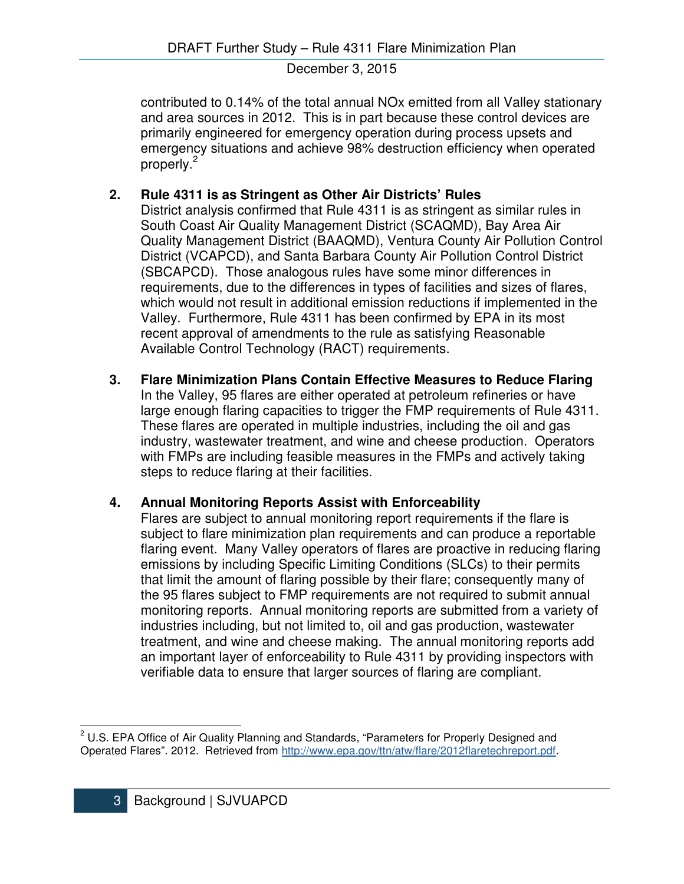contributed to 0.14% of the total annual NOx emitted from all Valley stationary and area sources in 2012. This is in part because these control devices are primarily engineered for emergency operation during process upsets and emergency situations and achieve 98% destruction efficiency when operated properly.[2]

2. **Rule 4311 is as Stringent as Other Air Districts' Rules**
   District analysis confirmed that Rule 4311 is as stringent as similar rules in South Coast Air Quality Management District (SCAQMD), Bay Area Air Quality Management District (BAAQMD), Ventura County Air Pollution Control District (VCAPCD), and Santa Barbara County Air Pollution Control District (SBCAPCD). Those analogous rules have some minor differences in requirements, due to the differences in types of facilities and sizes of flares, which would not result in additional emission reductions if implemented in the Valley. Furthermore, Rule 4311 has been confirmed by EPA in its most recent approval of amendments to the rule as satisfying Reasonable Available Control Technology (RACT) requirements.

3. **Flare Minimization Plans Contain Effective Measures to Reduce Flaring**
   In the Valley, 95 flares are either operated at petroleum refineries or have large enough flaring capacities to trigger the FMP requirements of Rule 4311. These flares are operated in multiple industries, including the oil and gas industry, wastewater treatment, and wine and cheese production. Operators with FMPs are including feasible measures in the FMPs and actively taking steps to reduce flaring at their facilities.

4. **Annual Monitoring Reports Assist with Enforceability**
   Flares are subject to annual monitoring report requirements if the flare is subject to flare minimization plan requirements and can produce a reportable flaring event. Many Valley operators of flares are proactive in reducing flaring emissions by including Specific Limiting Conditions (SLCs) to their permits that limit the amount of flaring possible by their flare; consequently many of the 95 flares subject to FMP requirements are not required to submit annual monitoring reports. Annual monitoring reports are submitted from a variety of industries including, but not limited to, oil and gas production, wastewater treatment, and wine and cheese making. The annual monitoring reports add an important layer of enforceability to Rule 4311 by providing inspectors with verifiable data to ensure that larger sources of flaring are compliant.

---

[2] U.S. EPA Office of Air Quality Planning and Standards, "Parameters for Properly Designed and Operated Flares". 2012. Retrieved from http://www.epa.gov/ttn/atw/flare/2012flaretechreport.pdf.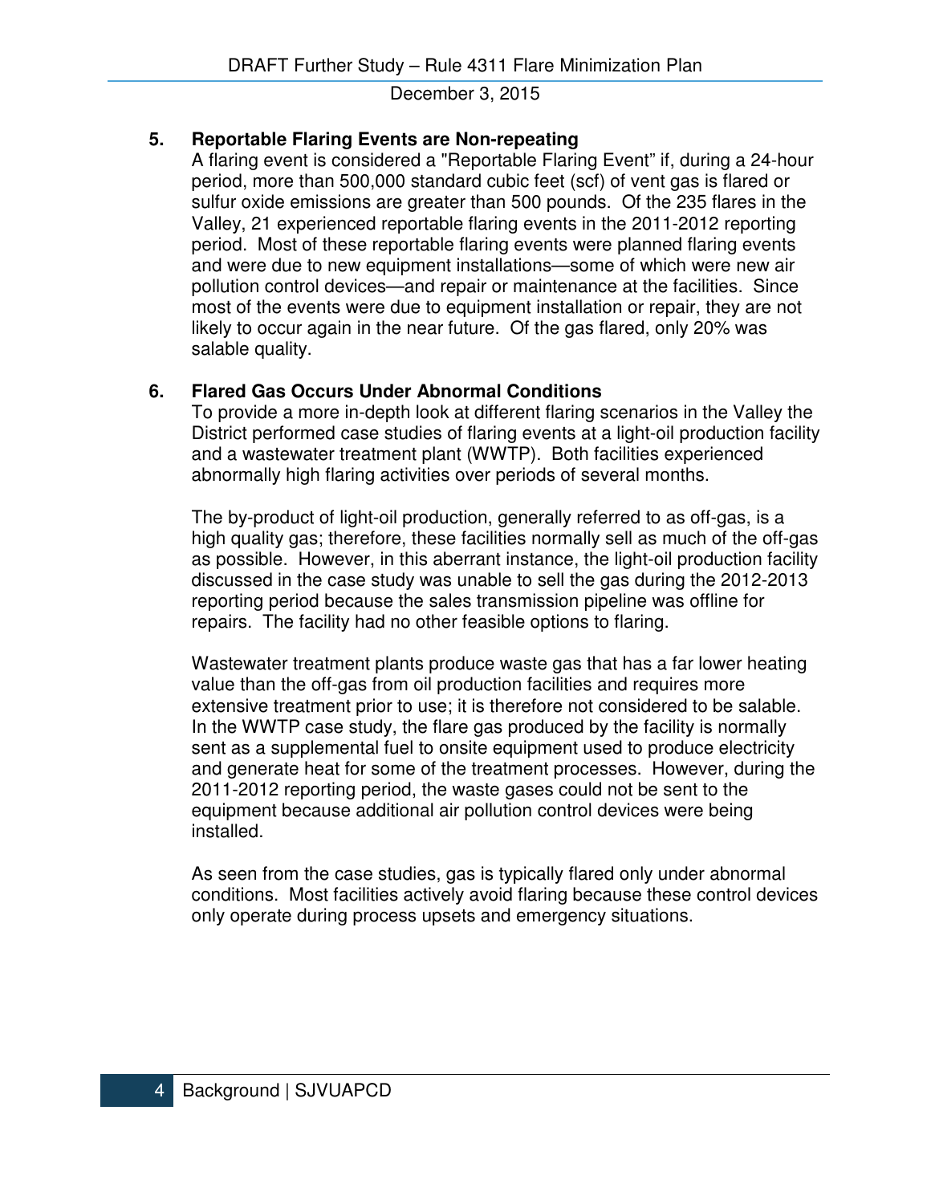**5. Reportable Flaring Events are Non-repeating**

A flaring event is considered a "Reportable Flaring Event" if, during a 24-hour period, more than 500,000 standard cubic feet (scf) of vent gas is flared or sulfur oxide emissions are greater than 500 pounds. Of the 235 flares in the Valley, 21 experienced reportable flaring events in the 2011-2012 reporting period. Most of these reportable flaring events were planned flaring events and were due to new equipment installations—some of which were new air pollution control devices—and repair or maintenance at the facilities. Since most of the events were due to equipment installation or repair, they are not likely to occur again in the near future. Of the gas flared, only 20% was salable quality.

**6. Flared Gas Occurs Under Abnormal Conditions**

To provide a more in-depth look at different flaring scenarios in the Valley the District performed case studies of flaring events at a light-oil production facility and a wastewater treatment plant (WWTP). Both facilities experienced abnormally high flaring activities over periods of several months.

The by-product of light-oil production, generally referred to as off-gas, is a high quality gas; therefore, these facilities normally sell as much of the off-gas as possible. However, in this aberrant instance, the light-oil production facility discussed in the case study was unable to sell the gas during the 2012-2013 reporting period because the sales transmission pipeline was offline for repairs. The facility had no other feasible options to flaring.

Wastewater treatment plants produce waste gas that has a far lower heating value than the off-gas from oil production facilities and requires more extensive treatment prior to use; it is therefore not considered to be salable. In the WWTP case study, the flare gas produced by the facility is normally sent as a supplemental fuel to onsite equipment used to produce electricity and generate heat for some of the treatment processes. However, during the 2011-2012 reporting period, the waste gases could not be sent to the equipment because additional air pollution control devices were being installed.

As seen from the case studies, gas is typically flared only under abnormal conditions. Most facilities actively avoid flaring because these control devices only operate during process upsets and emergency situations.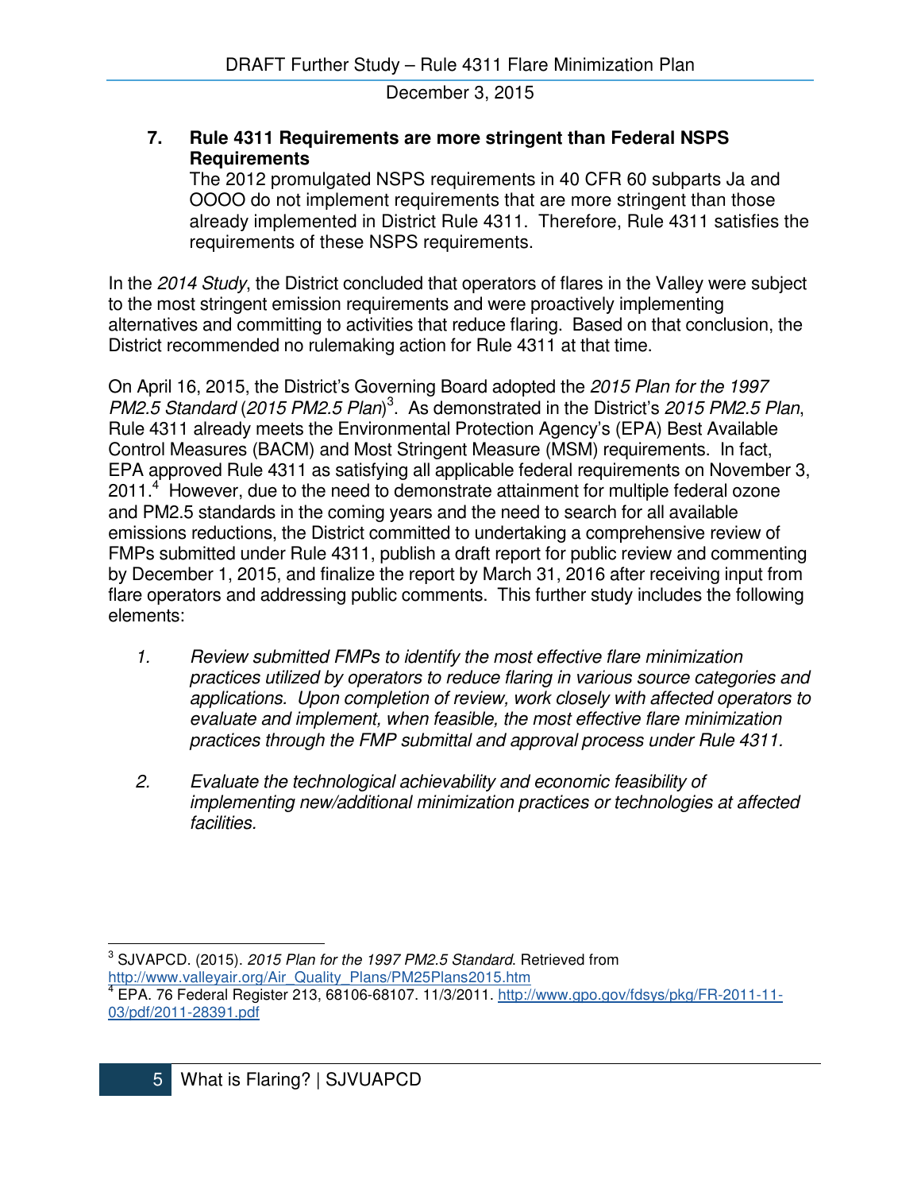7. **Rule 4311 Requirements are more stringent than Federal NSPS Requirements**
   The 2012 promulgated NSPS requirements in 40 CFR 60 subparts Ja and OOOO do not implement requirements that are more stringent than those already implemented in District Rule 4311. Therefore, Rule 4311 satisfies the requirements of these NSPS requirements.

In the *2014 Study*, the District concluded that operators of flares in the Valley were subject to the most stringent emission requirements and were proactively implementing alternatives and committing to activities that reduce flaring. Based on that conclusion, the District recommended no rulemaking action for Rule 4311 at that time.

On April 16, 2015, the District's Governing Board adopted the *2015 Plan for the 1997 PM2.5 Standard* (*2015 PM2.5 Plan*)[3]. As demonstrated in the District's *2015 PM2.5 Plan*, Rule 4311 already meets the Environmental Protection Agency's (EPA) Best Available Control Measures (BACM) and Most Stringent Measure (MSM) requirements. In fact, EPA approved Rule 4311 as satisfying all applicable federal requirements on November 3, 2011.[4] However, due to the need to demonstrate attainment for multiple federal ozone and PM2.5 standards in the coming years and the need to search for all available emissions reductions, the District committed to undertaking a comprehensive review of FMPs submitted under Rule 4311, publish a draft report for public review and commenting by December 1, 2015, and finalize the report by March 31, 2016 after receiving input from flare operators and addressing public comments. This further study includes the following elements:

1. *Review submitted FMPs to identify the most effective flare minimization practices utilized by operators to reduce flaring in various source categories and applications. Upon completion of review, work closely with affected operators to evaluate and implement, when feasible, the most effective flare minimization practices through the FMP submittal and approval process under Rule 4311.*

2. *Evaluate the technological achievability and economic feasibility of implementing new/additional minimization practices or technologies at affected facilities.*

---

[3] SJVAPCD. (2015). *2015 Plan for the 1997 PM2.5 Standard*. Retrieved from http://www.valleyair.org/Air_Quality_Plans/PM25Plans2015.htm

[4] EPA. 76 Federal Register 213, 68106-68107. 11/3/2011. http://www.gpo.gov/fdsys/pkg/FR-2011-11-03/pdf/2011-28391.pdf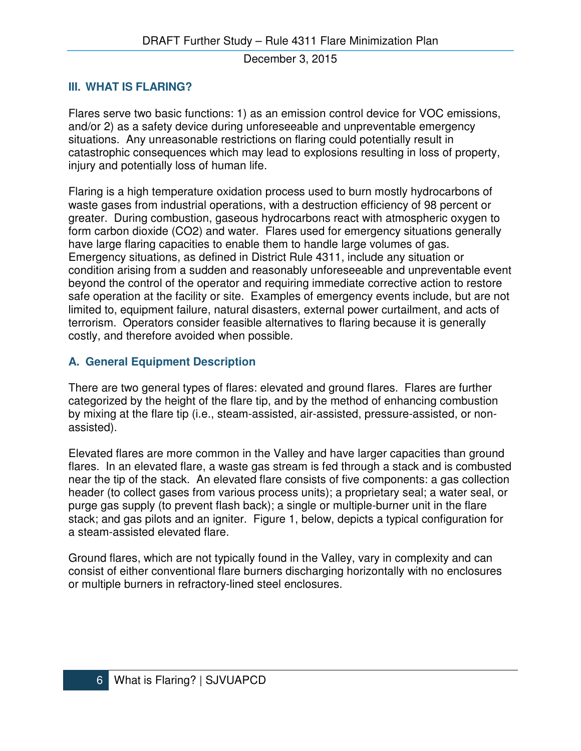## III. WHAT IS FLARING?

Flares serve two basic functions: 1) as an emission control device for VOC emissions, and/or 2) as a safety device during unforeseeable and unpreventable emergency situations. Any unreasonable restrictions on flaring could potentially result in catastrophic consequences which may lead to explosions resulting in loss of property, injury and potentially loss of human life.

Flaring is a high temperature oxidation process used to burn mostly hydrocarbons of waste gases from industrial operations, with a destruction efficiency of 98 percent or greater. During combustion, gaseous hydrocarbons react with atmospheric oxygen to form carbon dioxide ($CO_2$) and water. Flares used for emergency situations generally have large flaring capacities to enable them to handle large volumes of gas. Emergency situations, as defined in District Rule 4311, include any situation or condition arising from a sudden and reasonably unforeseeable and unpreventable event beyond the control of the operator and requiring immediate corrective action to restore safe operation at the facility or site. Examples of emergency events include, but are not limited to, equipment failure, natural disasters, external power curtailment, and acts of terrorism. Operators consider feasible alternatives to flaring because it is generally costly, and therefore avoided when possible.

### A. General Equipment Description

There are two general types of flares: elevated and ground flares. Flares are further categorized by the height of the flare tip, and by the method of enhancing combustion by mixing at the flare tip (i.e., steam-assisted, air-assisted, pressure-assisted, or non-assisted).

Elevated flares are more common in the Valley and have larger capacities than ground flares. In an elevated flare, a waste gas stream is fed through a stack and is combusted near the tip of the stack. An elevated flare consists of five components: a gas collection header (to collect gases from various process units); a proprietary seal; a water seal, or purge gas supply (to prevent flash back); a single or multiple-burner unit in the flare stack; and gas pilots and an igniter. Figure 1, below, depicts a typical configuration for a steam-assisted elevated flare.

Ground flares, which are not typically found in the Valley, vary in complexity and can consist of either conventional flare burners discharging horizontally with no enclosures or multiple burners in refractory-lined steel enclosures.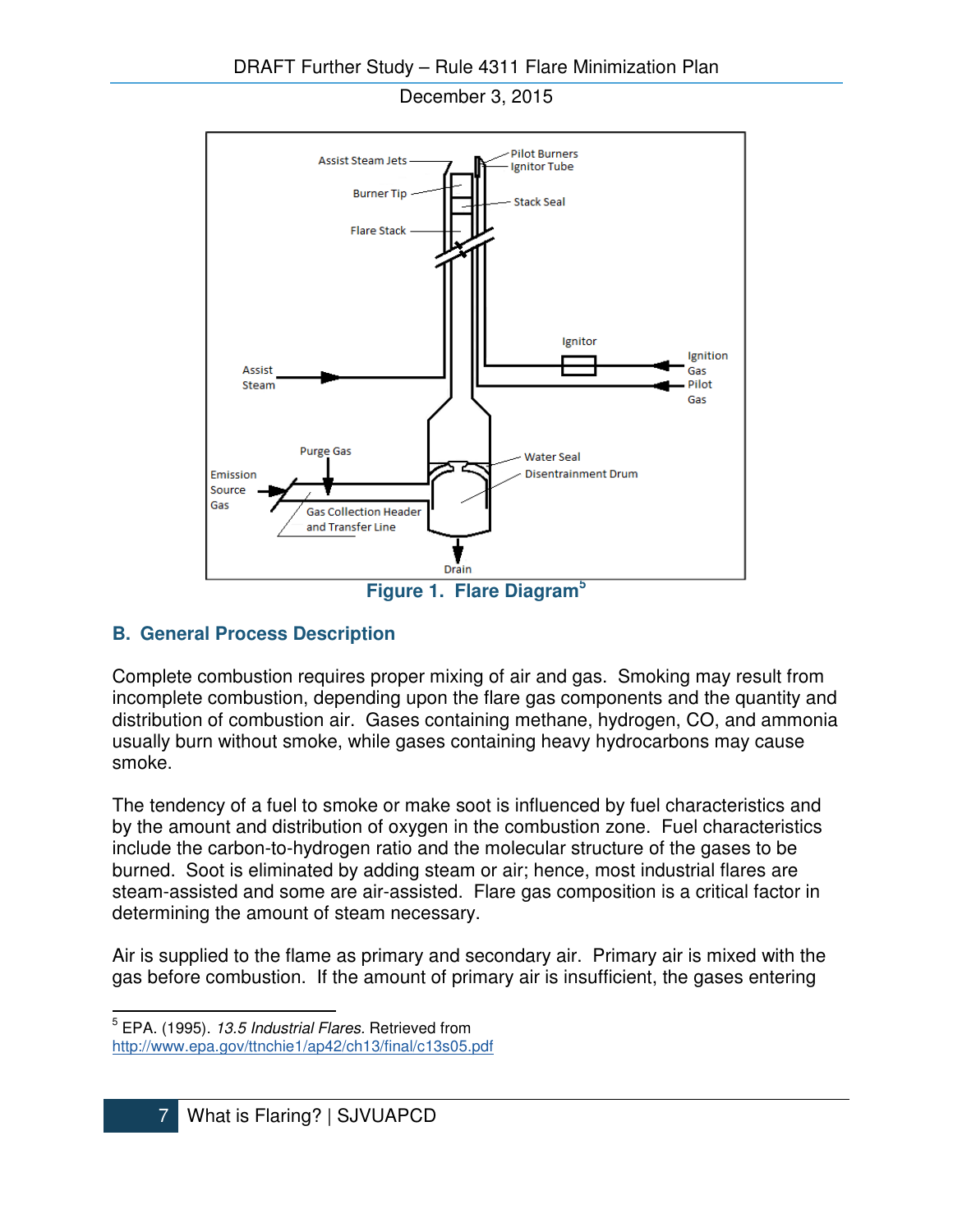Figure 1. Flare Diagram[5]

## B. General Process Description

Complete combustion requires proper mixing of air and gas. Smoking may result from incomplete combustion, depending upon the flare gas components and the quantity and distribution of combustion air. Gases containing methane, hydrogen, CO, and ammonia usually burn without smoke, while gases containing heavy hydrocarbons may cause smoke.

The tendency of a fuel to smoke or make soot is influenced by fuel characteristics and by the amount and distribution of oxygen in the combustion zone. Fuel characteristics include the carbon-to-hydrogen ratio and the molecular structure of the gases to be burned. Soot is eliminated by adding steam or air; hence, most industrial flares are steam-assisted and some are air-assisted. Flare gas composition is a critical factor in determining the amount of steam necessary.

Air is supplied to the flame as primary and secondary air. Primary air is mixed with the gas before combustion. If the amount of primary air is insufficient, the gases entering

---

[5] EPA. (1995). *13.5 Industrial Flares.* Retrieved from http://www.epa.gov/ttnchie1/ap42/ch13/final/c13s05.pdf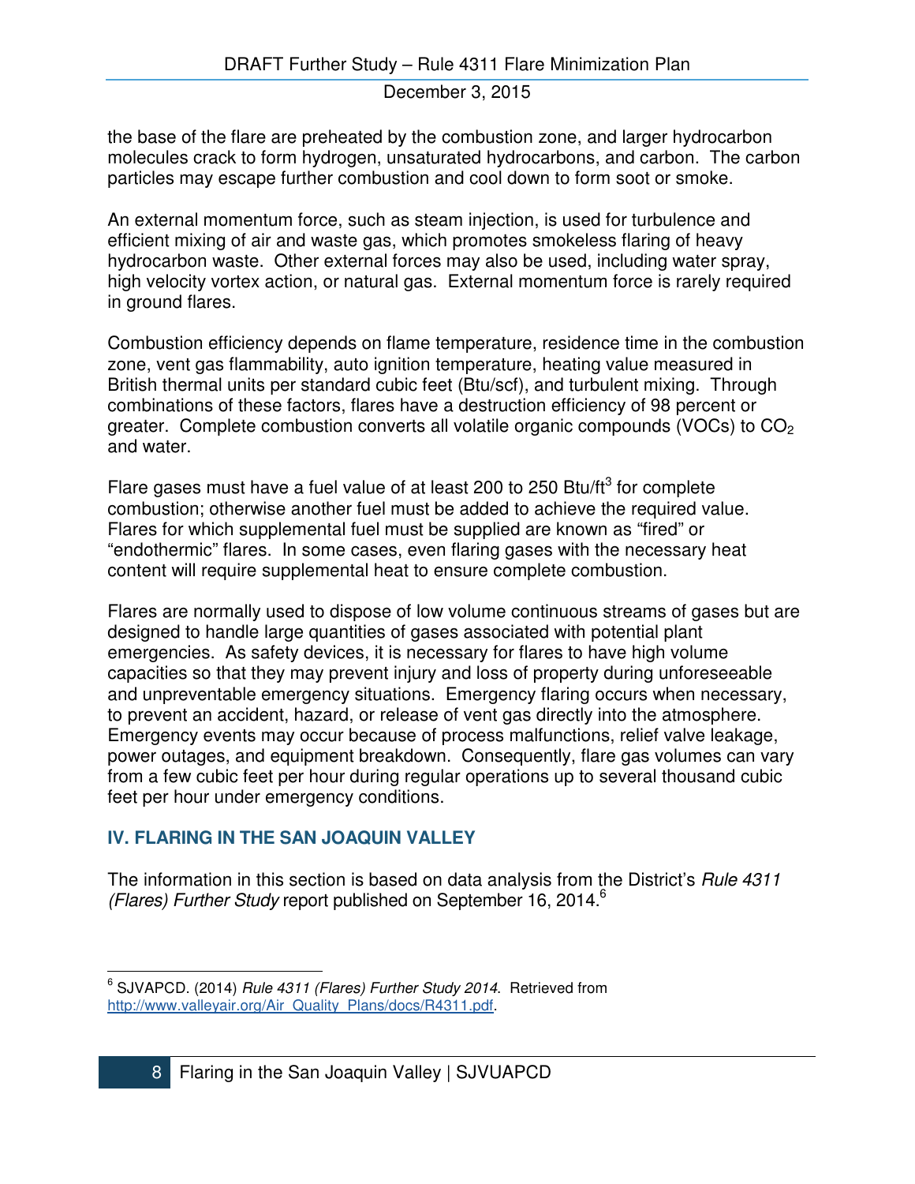the base of the flare are preheated by the combustion zone, and larger hydrocarbon molecules crack to form hydrogen, unsaturated hydrocarbons, and carbon. The carbon particles may escape further combustion and cool down to form soot or smoke.

An external momentum force, such as steam injection, is used for turbulence and efficient mixing of air and waste gas, which promotes smokeless flaring of heavy hydrocarbon waste. Other external forces may also be used, including water spray, high velocity vortex action, or natural gas. External momentum force is rarely required in ground flares.

Combustion efficiency depends on flame temperature, residence time in the combustion zone, vent gas flammability, auto ignition temperature, heating value measured in British thermal units per standard cubic feet (Btu/scf), and turbulent mixing. Through combinations of these factors, flares have a destruction efficiency of 98 percent or greater. Complete combustion converts all volatile organic compounds (VOCs) to $CO_2$ and water.

Flare gases must have a fuel value of at least 200 to 250 Btu/ft$^3$ for complete combustion; otherwise another fuel must be added to achieve the required value. Flares for which supplemental fuel must be supplied are known as "fired" or "endothermic" flares. In some cases, even flaring gases with the necessary heat content will require supplemental heat to ensure complete combustion.

Flares are normally used to dispose of low volume continuous streams of gases but are designed to handle large quantities of gases associated with potential plant emergencies. As safety devices, it is necessary for flares to have high volume capacities so that they may prevent injury and loss of property during unforeseeable and unpreventable emergency situations. Emergency flaring occurs when necessary, to prevent an accident, hazard, or release of vent gas directly into the atmosphere. Emergency events may occur because of process malfunctions, relief valve leakage, power outages, and equipment breakdown. Consequently, flare gas volumes can vary from a few cubic feet per hour during regular operations up to several thousand cubic feet per hour under emergency conditions.

## IV. FLARING IN THE SAN JOAQUIN VALLEY

The information in this section is based on data analysis from the District's *Rule 4311 (Flares) Further Study* report published on September 16, 2014.[6]

---

[6] SJVAPCD. (2014) *Rule 4311 (Flares) Further Study 2014*. Retrieved from http://www.valleyair.org/Air_Quality_Plans/docs/R4311.pdf.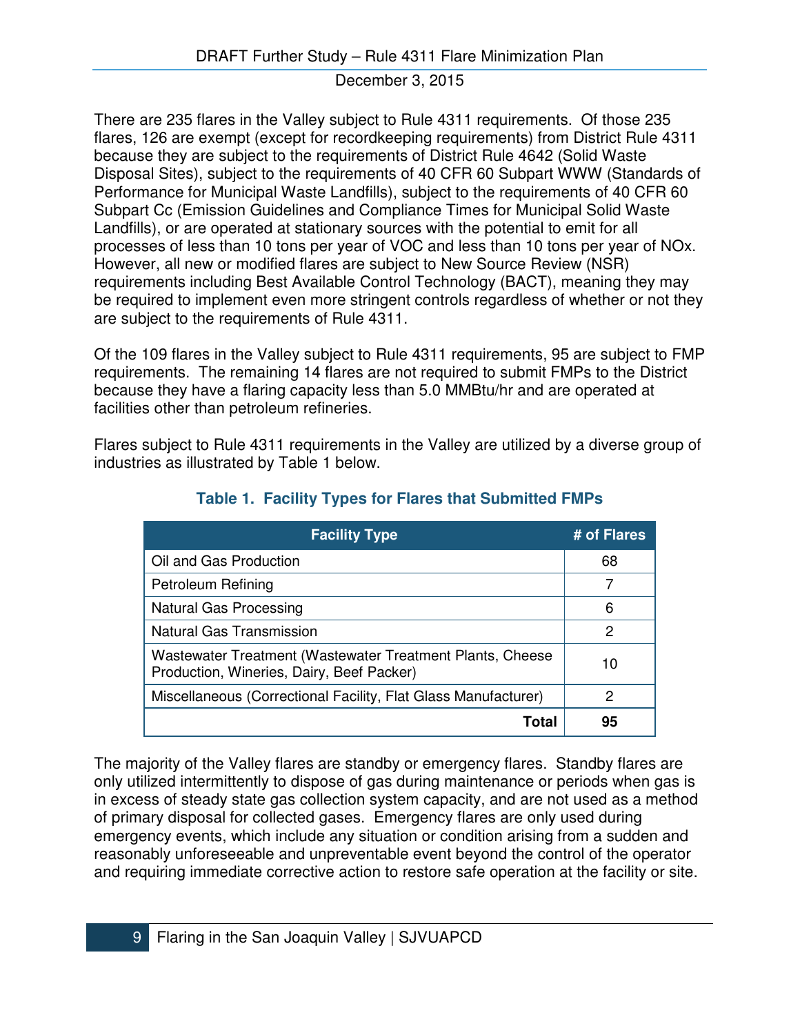There are 235 flares in the Valley subject to Rule 4311 requirements. Of those 235 flares, 126 are exempt (except for recordkeeping requirements) from District Rule 4311 because they are subject to the requirements of District Rule 4642 (Solid Waste Disposal Sites), subject to the requirements of 40 CFR 60 Subpart WWW (Standards of Performance for Municipal Waste Landfills), subject to the requirements of 40 CFR 60 Subpart Cc (Emission Guidelines and Compliance Times for Municipal Solid Waste Landfills), or are operated at stationary sources with the potential to emit for all processes of less than 10 tons per year of VOC and less than 10 tons per year of NOx. However, all new or modified flares are subject to New Source Review (NSR) requirements including Best Available Control Technology (BACT), meaning they may be required to implement even more stringent controls regardless of whether or not they are subject to the requirements of Rule 4311.

Of the 109 flares in the Valley subject to Rule 4311 requirements, 95 are subject to FMP requirements. The remaining 14 flares are not required to submit FMPs to the District because they have a flaring capacity less than 5.0 MMBtu/hr and are operated at facilities other than petroleum refineries.

Flares subject to Rule 4311 requirements in the Valley are utilized by a diverse group of industries as illustrated by Table 1 below.

**Table 1. Facility Types for Flares that Submitted FMPs**

| Facility Type | # of Flares |
|---|---|
| Oil and Gas Production | 68 |
| Petroleum Refining | 7 |
| Natural Gas Processing | 6 |
| Natural Gas Transmission | 2 |
| Wastewater Treatment (Wastewater Treatment Plants, Cheese Production, Wineries, Dairy, Beef Packer) | 10 |
| Miscellaneous (Correctional Facility, Flat Glass Manufacturer) | 2 |
| **Total** | **95** |

The majority of the Valley flares are standby or emergency flares. Standby flares are only utilized intermittently to dispose of gas during maintenance or periods when gas is in excess of steady state gas collection system capacity, and are not used as a method of primary disposal for collected gases. Emergency flares are only used during emergency events, which include any situation or condition arising from a sudden and reasonably unforeseeable and unpreventable event beyond the control of the operator and requiring immediate corrective action to restore safe operation at the facility or site.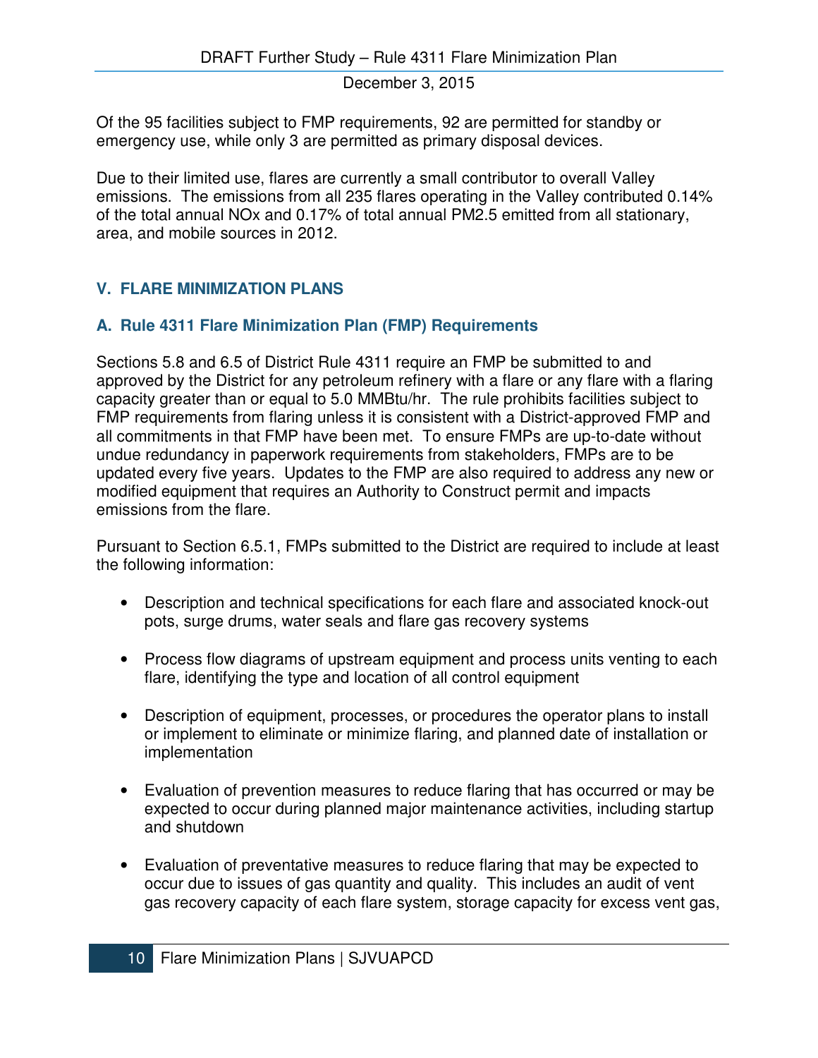Of the 95 facilities subject to FMP requirements, 92 are permitted for standby or emergency use, while only 3 are permitted as primary disposal devices.

Due to their limited use, flares are currently a small contributor to overall Valley emissions. The emissions from all 235 flares operating in the Valley contributed 0.14% of the total annual NOx and 0.17% of total annual PM2.5 emitted from all stationary, area, and mobile sources in 2012.

## V. FLARE MINIMIZATION PLANS

### A. Rule 4311 Flare Minimization Plan (FMP) Requirements

Sections 5.8 and 6.5 of District Rule 4311 require an FMP be submitted to and approved by the District for any petroleum refinery with a flare or any flare with a flaring capacity greater than or equal to 5.0 MMBtu/hr. The rule prohibits facilities subject to FMP requirements from flaring unless it is consistent with a District-approved FMP and all commitments in that FMP have been met. To ensure FMPs are up-to-date without undue redundancy in paperwork requirements from stakeholders, FMPs are to be updated every five years. Updates to the FMP are also required to address any new or modified equipment that requires an Authority to Construct permit and impacts emissions from the flare.

Pursuant to Section 6.5.1, FMPs submitted to the District are required to include at least the following information:

- Description and technical specifications for each flare and associated knock-out pots, surge drums, water seals and flare gas recovery systems
- Process flow diagrams of upstream equipment and process units venting to each flare, identifying the type and location of all control equipment
- Description of equipment, processes, or procedures the operator plans to install or implement to eliminate or minimize flaring, and planned date of installation or implementation
- Evaluation of prevention measures to reduce flaring that has occurred or may be expected to occur during planned major maintenance activities, including startup and shutdown
- Evaluation of preventative measures to reduce flaring that may be expected to occur due to issues of gas quantity and quality. This includes an audit of vent gas recovery capacity of each flare system, storage capacity for excess vent gas,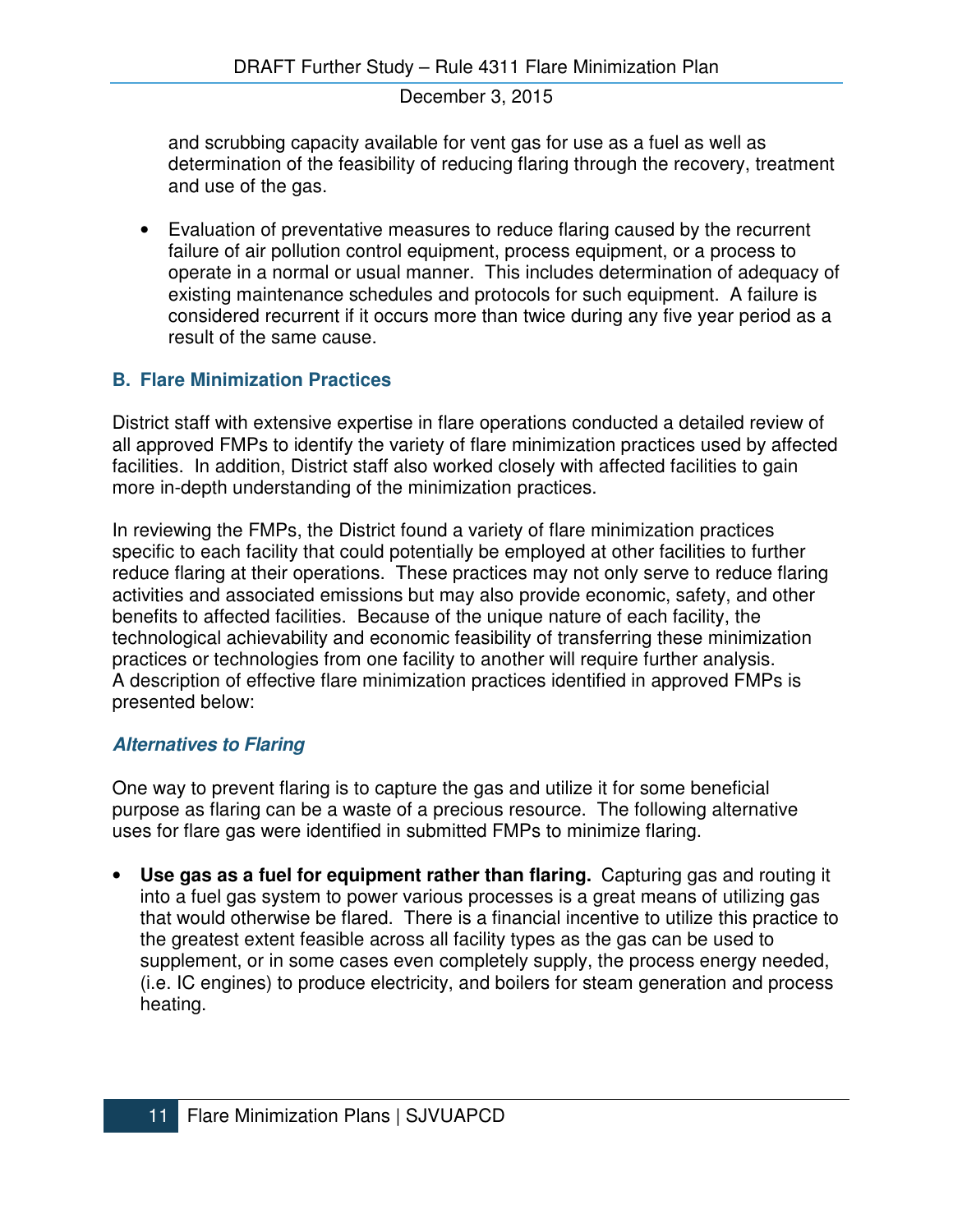and scrubbing capacity available for vent gas for use as a fuel as well as determination of the feasibility of reducing flaring through the recovery, treatment and use of the gas.

- Evaluation of preventative measures to reduce flaring caused by the recurrent failure of air pollution control equipment, process equipment, or a process to operate in a normal or usual manner. This includes determination of adequacy of existing maintenance schedules and protocols for such equipment. A failure is considered recurrent if it occurs more than twice during any five year period as a result of the same cause.

## B. Flare Minimization Practices

District staff with extensive expertise in flare operations conducted a detailed review of all approved FMPs to identify the variety of flare minimization practices used by affected facilities. In addition, District staff also worked closely with affected facilities to gain more in-depth understanding of the minimization practices.

In reviewing the FMPs, the District found a variety of flare minimization practices specific to each facility that could potentially be employed at other facilities to further reduce flaring at their operations. These practices may not only serve to reduce flaring activities and associated emissions but may also provide economic, safety, and other benefits to affected facilities. Because of the unique nature of each facility, the technological achievability and economic feasibility of transferring these minimization practices or technologies from one facility to another will require further analysis. A description of effective flare minimization practices identified in approved FMPs is presented below:

### *Alternatives to Flaring*

One way to prevent flaring is to capture the gas and utilize it for some beneficial purpose as flaring can be a waste of a precious resource. The following alternative uses for flare gas were identified in submitted FMPs to minimize flaring.

- **Use gas as a fuel for equipment rather than flaring.** Capturing gas and routing it into a fuel gas system to power various processes is a great means of utilizing gas that would otherwise be flared. There is a financial incentive to utilize this practice to the greatest extent feasible across all facility types as the gas can be used to supplement, or in some cases even completely supply, the process energy needed, (i.e. IC engines) to produce electricity, and boilers for steam generation and process heating.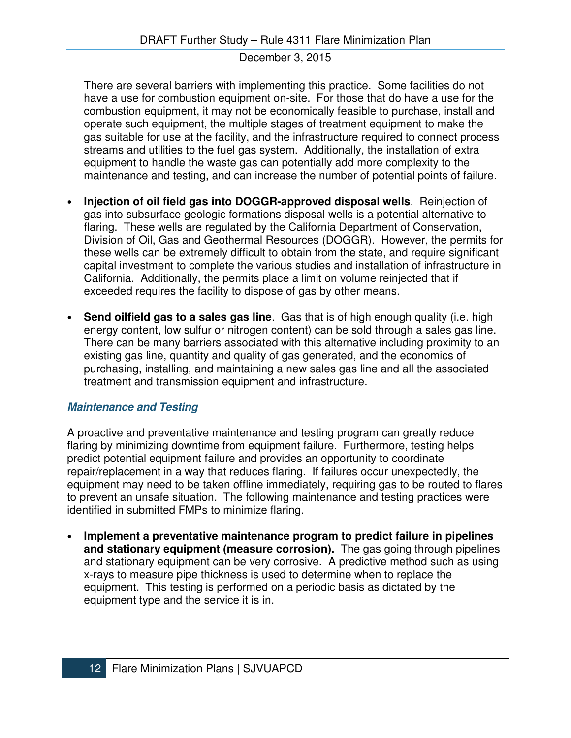There are several barriers with implementing this practice. Some facilities do not have a use for combustion equipment on-site. For those that do have a use for the combustion equipment, it may not be economically feasible to purchase, install and operate such equipment, the multiple stages of treatment equipment to make the gas suitable for use at the facility, and the infrastructure required to connect process streams and utilities to the fuel gas system. Additionally, the installation of extra equipment to handle the waste gas can potentially add more complexity to the maintenance and testing, and can increase the number of potential points of failure.

- **Injection of oil field gas into DOGGR-approved disposal wells**. Reinjection of gas into subsurface geologic formations disposal wells is a potential alternative to flaring. These wells are regulated by the California Department of Conservation, Division of Oil, Gas and Geothermal Resources (DOGGR). However, the permits for these wells can be extremely difficult to obtain from the state, and require significant capital investment to complete the various studies and installation of infrastructure in California. Additionally, the permits place a limit on volume reinjected that if exceeded requires the facility to dispose of gas by other means.

- **Send oilfield gas to a sales gas line**. Gas that is of high enough quality (i.e. high energy content, low sulfur or nitrogen content) can be sold through a sales gas line. There can be many barriers associated with this alternative including proximity to an existing gas line, quantity and quality of gas generated, and the economics of purchasing, installing, and maintaining a new sales gas line and all the associated treatment and transmission equipment and infrastructure.

### *Maintenance and Testing*

A proactive and preventative maintenance and testing program can greatly reduce flaring by minimizing downtime from equipment failure. Furthermore, testing helps predict potential equipment failure and provides an opportunity to coordinate repair/replacement in a way that reduces flaring. If failures occur unexpectedly, the equipment may need to be taken offline immediately, requiring gas to be routed to flares to prevent an unsafe situation. The following maintenance and testing practices were identified in submitted FMPs to minimize flaring.

- **Implement a preventative maintenance program to predict failure in pipelines and stationary equipment (measure corrosion).** The gas going through pipelines and stationary equipment can be very corrosive. A predictive method such as using x-rays to measure pipe thickness is used to determine when to replace the equipment. This testing is performed on a periodic basis as dictated by the equipment type and the service it is in.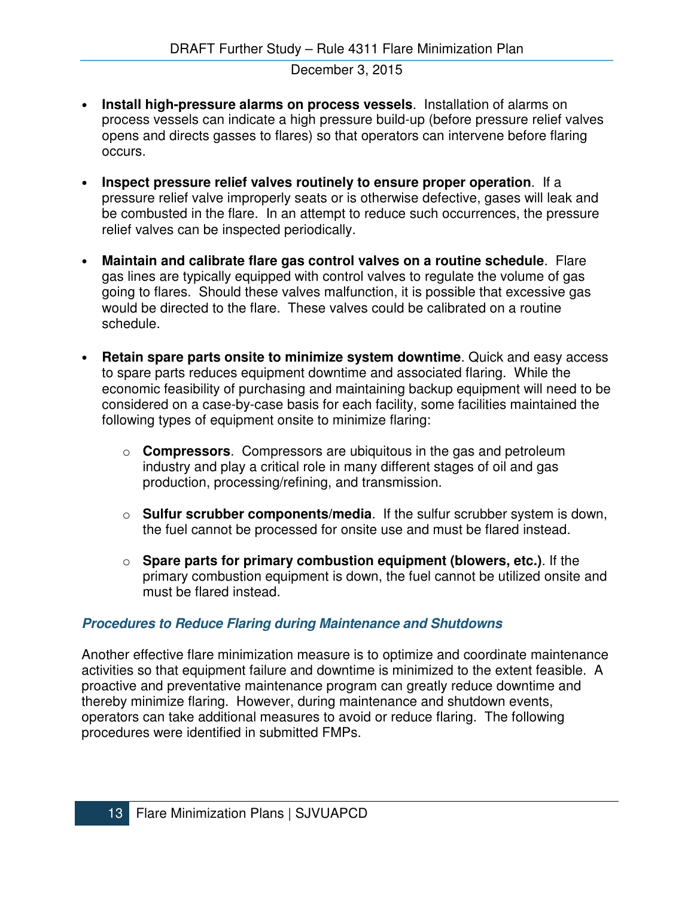- **Install high-pressure alarms on process vessels**. Installation of alarms on process vessels can indicate a high pressure build-up (before pressure relief valves opens and directs gasses to flares) so that operators can intervene before flaring occurs.

- **Inspect pressure relief valves routinely to ensure proper operation**. If a pressure relief valve improperly seats or is otherwise defective, gases will leak and be combusted in the flare. In an attempt to reduce such occurrences, the pressure relief valves can be inspected periodically.

- **Maintain and calibrate flare gas control valves on a routine schedule**. Flare gas lines are typically equipped with control valves to regulate the volume of gas going to flares. Should these valves malfunction, it is possible that excessive gas would be directed to the flare. These valves could be calibrated on a routine schedule.

- **Retain spare parts onsite to minimize system downtime**. Quick and easy access to spare parts reduces equipment downtime and associated flaring. While the economic feasibility of purchasing and maintaining backup equipment will need to be considered on a case-by-case basis for each facility, some facilities maintained the following types of equipment onsite to minimize flaring:

  - **Compressors**. Compressors are ubiquitous in the gas and petroleum industry and play a critical role in many different stages of oil and gas production, processing/refining, and transmission.

  - **Sulfur scrubber components/media**. If the sulfur scrubber system is down, the fuel cannot be processed for onsite use and must be flared instead.

  - **Spare parts for primary combustion equipment (blowers, etc.)**. If the primary combustion equipment is down, the fuel cannot be utilized onsite and must be flared instead.

### ***Procedures to Reduce Flaring during Maintenance and Shutdowns***

Another effective flare minimization measure is to optimize and coordinate maintenance activities so that equipment failure and downtime is minimized to the extent feasible. A proactive and preventative maintenance program can greatly reduce downtime and thereby minimize flaring. However, during maintenance and shutdown events, operators can take additional measures to avoid or reduce flaring. The following procedures were identified in submitted FMPs.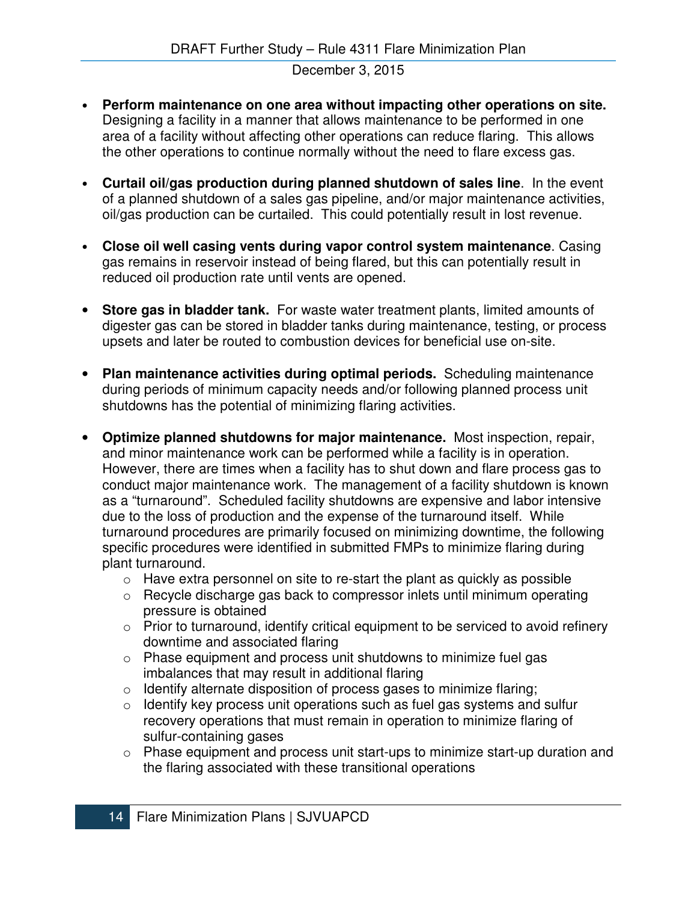- **Perform maintenance on one area without impacting other operations on site.** Designing a facility in a manner that allows maintenance to be performed in one area of a facility without affecting other operations can reduce flaring. This allows the other operations to continue normally without the need to flare excess gas.

- **Curtail oil/gas production during planned shutdown of sales line**. In the event of a planned shutdown of a sales gas pipeline, and/or major maintenance activities, oil/gas production can be curtailed. This could potentially result in lost revenue.

- **Close oil well casing vents during vapor control system maintenance**. Casing gas remains in reservoir instead of being flared, but this can potentially result in reduced oil production rate until vents are opened.

- **Store gas in bladder tank.** For waste water treatment plants, limited amounts of digester gas can be stored in bladder tanks during maintenance, testing, or process upsets and later be routed to combustion devices for beneficial use on-site.

- **Plan maintenance activities during optimal periods.** Scheduling maintenance during periods of minimum capacity needs and/or following planned process unit shutdowns has the potential of minimizing flaring activities.

- **Optimize planned shutdowns for major maintenance.** Most inspection, repair, and minor maintenance work can be performed while a facility is in operation. However, there are times when a facility has to shut down and flare process gas to conduct major maintenance work. The management of a facility shutdown is known as a "turnaround". Scheduled facility shutdowns are expensive and labor intensive due to the loss of production and the expense of the turnaround itself. While turnaround procedures are primarily focused on minimizing downtime, the following specific procedures were identified in submitted FMPs to minimize flaring during plant turnaround.
    - Have extra personnel on site to re-start the plant as quickly as possible
    - Recycle discharge gas back to compressor inlets until minimum operating pressure is obtained
    - Prior to turnaround, identify critical equipment to be serviced to avoid refinery downtime and associated flaring
    - Phase equipment and process unit shutdowns to minimize fuel gas imbalances that may result in additional flaring
    - Identify alternate disposition of process gases to minimize flaring;
    - Identify key process unit operations such as fuel gas systems and sulfur recovery operations that must remain in operation to minimize flaring of sulfur-containing gases
    - Phase equipment and process unit start-ups to minimize start-up duration and the flaring associated with these transitional operations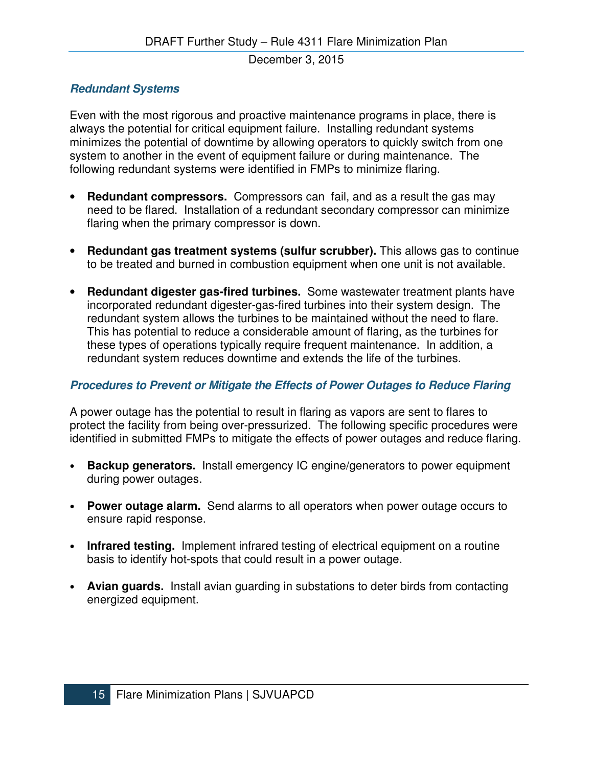### *Redundant Systems*

Even with the most rigorous and proactive maintenance programs in place, there is always the potential for critical equipment failure. Installing redundant systems minimizes the potential of downtime by allowing operators to quickly switch from one system to another in the event of equipment failure or during maintenance. The following redundant systems were identified in FMPs to minimize flaring.

- **Redundant compressors.** Compressors can fail, and as a result the gas may need to be flared. Installation of a redundant secondary compressor can minimize flaring when the primary compressor is down.
- **Redundant gas treatment systems (sulfur scrubber).** This allows gas to continue to be treated and burned in combustion equipment when one unit is not available.
- **Redundant digester gas-fired turbines.** Some wastewater treatment plants have incorporated redundant digester-gas-fired turbines into their system design. The redundant system allows the turbines to be maintained without the need to flare. This has potential to reduce a considerable amount of flaring, as the turbines for these types of operations typically require frequent maintenance. In addition, a redundant system reduces downtime and extends the life of the turbines.

### *Procedures to Prevent or Mitigate the Effects of Power Outages to Reduce Flaring*

A power outage has the potential to result in flaring as vapors are sent to flares to protect the facility from being over-pressurized. The following specific procedures were identified in submitted FMPs to mitigate the effects of power outages and reduce flaring.

- **Backup generators.** Install emergency IC engine/generators to power equipment during power outages.
- **Power outage alarm.** Send alarms to all operators when power outage occurs to ensure rapid response.
- **Infrared testing.** Implement infrared testing of electrical equipment on a routine basis to identify hot-spots that could result in a power outage.
- **Avian guards.** Install avian guarding in substations to deter birds from contacting energized equipment.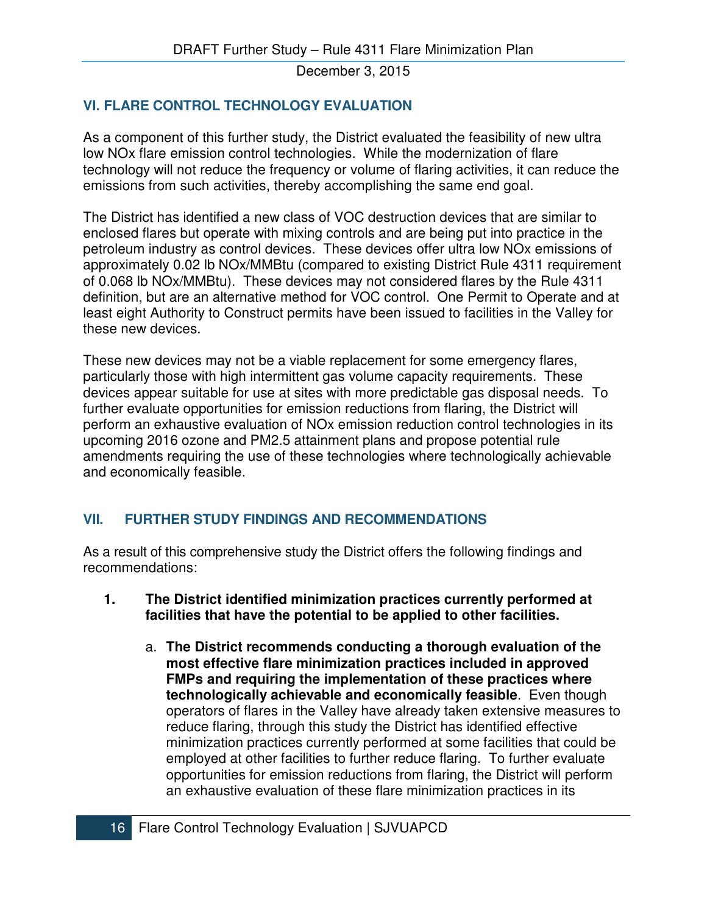## VI. FLARE CONTROL TECHNOLOGY EVALUATION

As a component of this further study, the District evaluated the feasibility of new ultra low NOx flare emission control technologies. While the modernization of flare technology will not reduce the frequency or volume of flaring activities, it can reduce the emissions from such activities, thereby accomplishing the same end goal.

The District has identified a new class of VOC destruction devices that are similar to enclosed flares but operate with mixing controls and are being put into practice in the petroleum industry as control devices. These devices offer ultra low NOx emissions of approximately 0.02 lb NOx/MMBtu (compared to existing District Rule 4311 requirement of 0.068 lb NOx/MMBtu). These devices may not considered flares by the Rule 4311 definition, but are an alternative method for VOC control. One Permit to Operate and at least eight Authority to Construct permits have been issued to facilities in the Valley for these new devices.

These new devices may not be a viable replacement for some emergency flares, particularly those with high intermittent gas volume capacity requirements. These devices appear suitable for use at sites with more predictable gas disposal needs. To further evaluate opportunities for emission reductions from flaring, the District will perform an exhaustive evaluation of NOx emission reduction control technologies in its upcoming 2016 ozone and PM2.5 attainment plans and propose potential rule amendments requiring the use of these technologies where technologically achievable and economically feasible.

## VII. FURTHER STUDY FINDINGS AND RECOMMENDATIONS

As a result of this comprehensive study the District offers the following findings and recommendations:

1. **The District identified minimization practices currently performed at facilities that have the potential to be applied to other facilities.**

   a. **The District recommends conducting a thorough evaluation of the most effective flare minimization practices included in approved FMPs and requiring the implementation of these practices where technologically achievable and economically feasible**. Even though operators of flares in the Valley have already taken extensive measures to reduce flaring, through this study the District has identified effective minimization practices currently performed at some facilities that could be employed at other facilities to further reduce flaring. To further evaluate opportunities for emission reductions from flaring, the District will perform an exhaustive evaluation of these flare minimization practices in its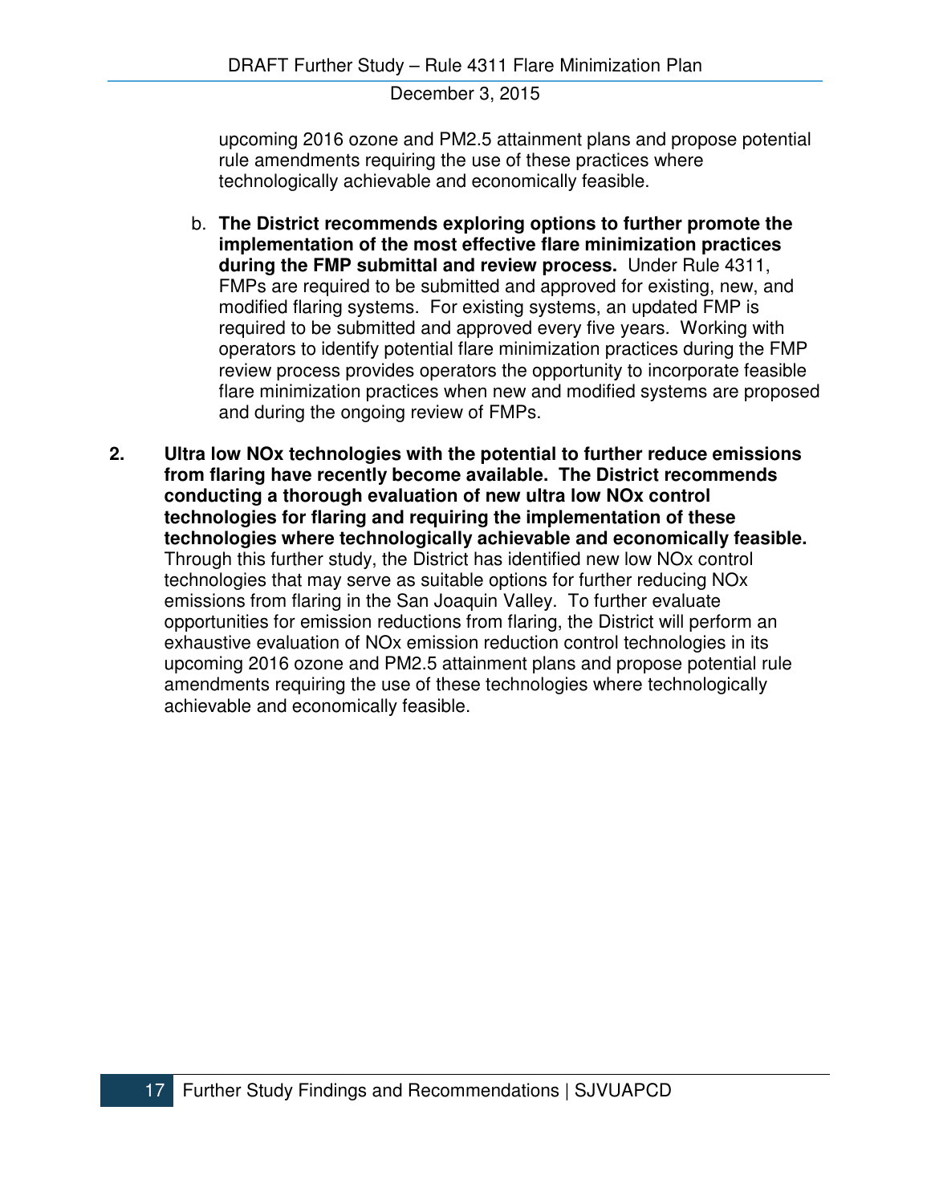upcoming 2016 ozone and PM2.5 attainment plans and propose potential rule amendments requiring the use of these practices where technologically achievable and economically feasible.

b. **The District recommends exploring options to further promote the implementation of the most effective flare minimization practices during the FMP submittal and review process.** Under Rule 4311, FMPs are required to be submitted and approved for existing, new, and modified flaring systems. For existing systems, an updated FMP is required to be submitted and approved every five years. Working with operators to identify potential flare minimization practices during the FMP review process provides operators the opportunity to incorporate feasible flare minimization practices when new and modified systems are proposed and during the ongoing review of FMPs.

2. **Ultra low NOx technologies with the potential to further reduce emissions from flaring have recently become available. The District recommends conducting a thorough evaluation of new ultra low NOx control technologies for flaring and requiring the implementation of these technologies where technologically achievable and economically feasible.** Through this further study, the District has identified new low NOx control technologies that may serve as suitable options for further reducing NOx emissions from flaring in the San Joaquin Valley. To further evaluate opportunities for emission reductions from flaring, the District will perform an exhaustive evaluation of NOx emission reduction control technologies in its upcoming 2016 ozone and PM2.5 attainment plans and propose potential rule amendments requiring the use of these technologies where technologically achievable and economically feasible.